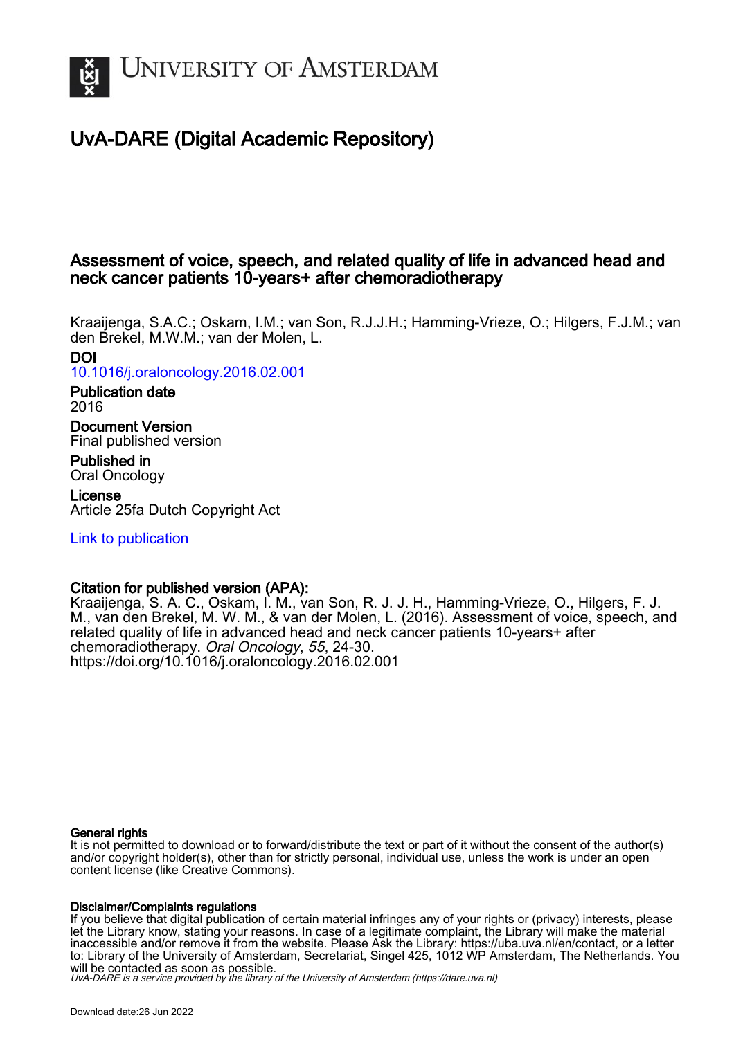UNIVERSITY OF AMSTERDAM

# UvA-DARE (Digital Academic Repository)

## Assessment of voice, speech, and related quality of life in advanced head and neck cancer patients 10-years+ after chemoradiotherapy

Kraaijenga, S.A.C.; Oskam, I.M.; van Son, R.J.J.H.; Hamming-Vrieze, O.; Hilgers, F.J.M.; van den Brekel, M.W.M.; van der Molen, L.

**DOI**
10.1016/j.oraloncology.2016.02.001

**Publication date**
2016

**Document Version**
Final published version

**Published in**
Oral Oncology

**License**
Article 25fa Dutch Copyright Act

Link to publication

**Citation for published version (APA):**
Kraaijenga, S. A. C., Oskam, I. M., van Son, R. J. J. H., Hamming-Vrieze, O., Hilgers, F. J. M., van den Brekel, M. W. M., & van der Molen, L. (2016). Assessment of voice, speech, and related quality of life in advanced head and neck cancer patients 10-years+ after chemoradiotherapy. *Oral Oncology*, *55*, 24-30. https://doi.org/10.1016/j.oraloncology.2016.02.001

**General rights**
It is not permitted to download or to forward/distribute the text or part of it without the consent of the author(s) and/or copyright holder(s), other than for strictly personal, individual use, unless the work is under an open content license (like Creative Commons).

**Disclaimer/Complaints regulations**
If you believe that digital publication of certain material infringes any of your rights or (privacy) interests, please let the Library know, stating your reasons. In case of a legitimate complaint, the Library will make the material inaccessible and/or remove it from the website. Please Ask the Library: https://uba.uva.nl/en/contact, or a letter to: Library of the University of Amsterdam, Secretariat, Singel 425, 1012 WP Amsterdam, The Netherlands. You will be contacted as soon as possible.

*UvA-DARE is a service provided by the library of the University of Amsterdam (https://dare.uva.nl)*

Download date:26 Jun 2022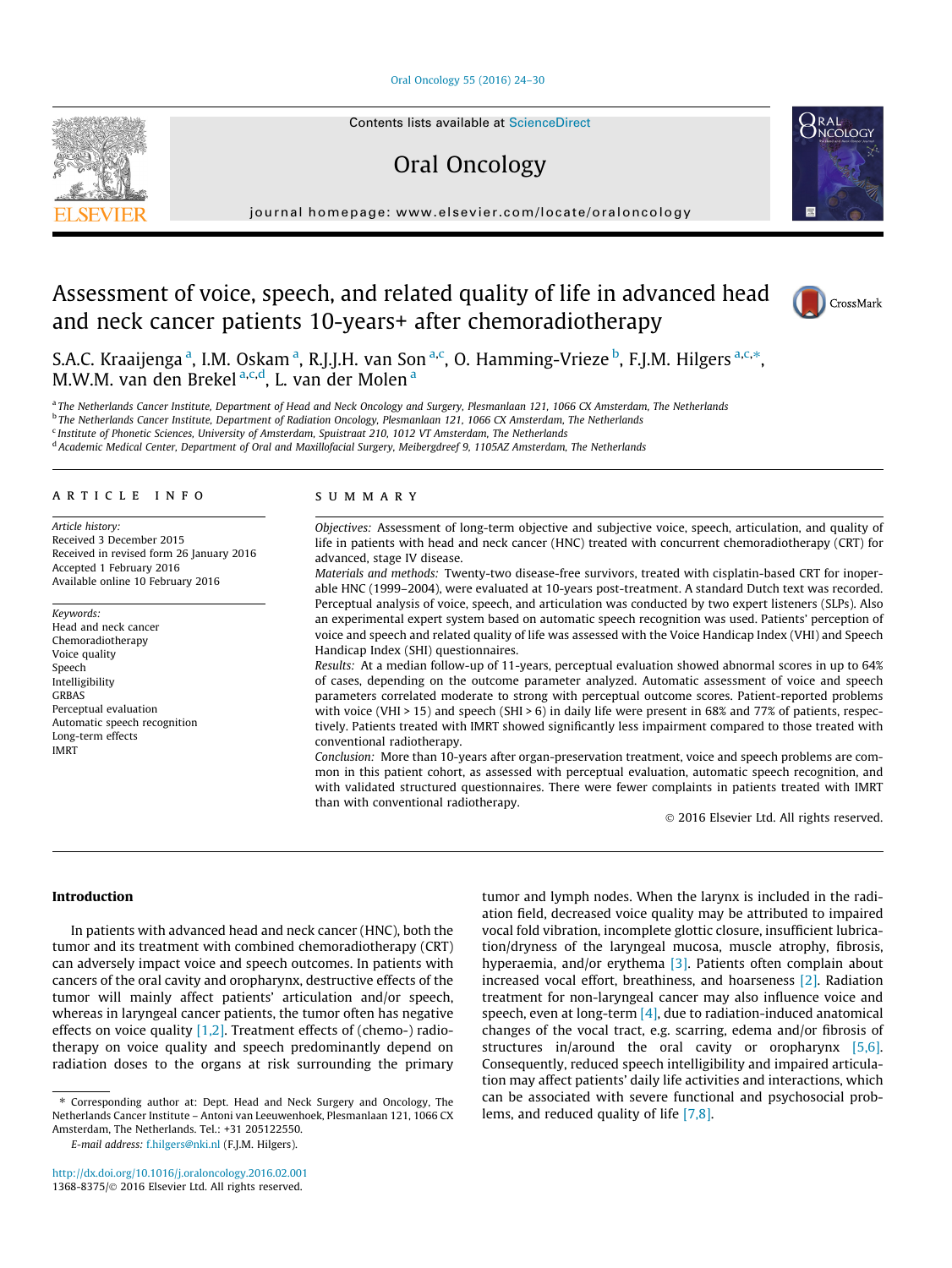# Assessment of voice, speech, and related quality of life in advanced head and neck cancer patients 10-years+ after chemoradiotherapy

S.A.C. Kraaijenga [a], I.M. Oskam [a], R.J.J.H. van Son [a,c], O. Hamming-Vrieze [b], F.J.M. Hilgers [a,c,*], M.W.M. van den Brekel [a,c,d], L. van der Molen [a]

[a] The Netherlands Cancer Institute, Department of Head and Neck Oncology and Surgery, Plesmanlaan 121, 1066 CX Amsterdam, The Netherlands
[b] The Netherlands Cancer Institute, Department of Radiation Oncology, Plesmanlaan 121, 1066 CX Amsterdam, The Netherlands
[c] Institute of Phonetic Sciences, University of Amsterdam, Spuistraat 210, 1012 VT Amsterdam, The Netherlands
[d] Academic Medical Center, Department of Oral and Maxillofacial Surgery, Meibergdreef 9, 1105AZ Amsterdam, The Netherlands

## ARTICLE INFO

*Article history:*
Received 3 December 2015
Received in revised form 26 January 2016
Accepted 1 February 2016
Available online 10 February 2016

*Keywords:*
Head and neck cancer
Chemoradiotherapy
Voice quality
Speech
Intelligibility
GRBAS
Perceptual evaluation
Automatic speech recognition
Long-term effects
IMRT

## SUMMARY

*Objectives:* Assessment of long-term objective and subjective voice, speech, articulation, and quality of life in patients with head and neck cancer (HNC) treated with concurrent chemoradiotherapy (CRT) for advanced, stage IV disease.

*Materials and methods:* Twenty-two disease-free survivors, treated with cisplatin-based CRT for inoperable HNC (1999–2004), were evaluated at 10-years post-treatment. A standard Dutch text was recorded. Perceptual analysis of voice, speech, and articulation was conducted by two expert listeners (SLPs). Also an experimental expert system based on automatic speech recognition was used. Patients' perception of voice and speech and related quality of life was assessed with the Voice Handicap Index (VHI) and Speech Handicap Index (SHI) questionnaires.

*Results:* At a median follow-up of 11-years, perceptual evaluation showed abnormal scores in up to 64% of cases, depending on the outcome parameter analyzed. Automatic assessment of voice and speech parameters correlated moderate to strong with perceptual outcome scores. Patient-reported problems with voice (VHI > 15) and speech (SHI > 6) in daily life were present in 68% and 77% of patients, respectively. Patients treated with IMRT showed significantly less impairment compared to those treated with conventional radiotherapy.

*Conclusion:* More than 10-years after organ-preservation treatment, voice and speech problems are common in this patient cohort, as assessed with perceptual evaluation, automatic speech recognition, and with validated structured questionnaires. There were fewer complaints in patients treated with IMRT than with conventional radiotherapy.

© 2016 Elsevier Ltd. All rights reserved.

## Introduction

In patients with advanced head and neck cancer (HNC), both the tumor and its treatment with combined chemoradiotherapy (CRT) can adversely impact voice and speech outcomes. In patients with cancers of the oral cavity and oropharynx, destructive effects of the tumor will mainly affect patients' articulation and/or speech, whereas in laryngeal cancer patients, the tumor often has negative effects on voice quality [1,2]. Treatment effects of (chemo-) radiotherapy on voice quality and speech predominantly depend on radiation doses to the organs at risk surrounding the primary tumor and lymph nodes. When the larynx is included in the radiation field, decreased voice quality may be attributed to impaired vocal fold vibration, incomplete glottic closure, insufficient lubrication/dryness of the laryngeal mucosa, muscle atrophy, fibrosis, hyperaemia, and/or erythema [3]. Patients often complain about increased vocal effort, breathiness, and hoarseness [2]. Radiation treatment for non-laryngeal cancer may also influence voice and speech, even at long-term [4], due to radiation-induced anatomical changes of the vocal tract, e.g. scarring, edema and/or fibrosis of structures in/around the oral cavity or oropharynx [5,6]. Consequently, reduced speech intelligibility and impaired articulation may affect patients' daily life activities and interactions, which can be associated with severe functional and psychosocial problems, and reduced quality of life [7,8].

* Corresponding author at: Dept. Head and Neck Surgery and Oncology, The Netherlands Cancer Institute – Antoni van Leeuwenhoek, Plesmanlaan 121, 1066 CX Amsterdam, The Netherlands. Tel.: +31 205122550.

E-mail address: f.hilgers@nki.nl (F.J.M. Hilgers).

http://dx.doi.org/10.1016/j.oraloncology.2016.02.001
1368-8375/© 2016 Elsevier Ltd. All rights reserved.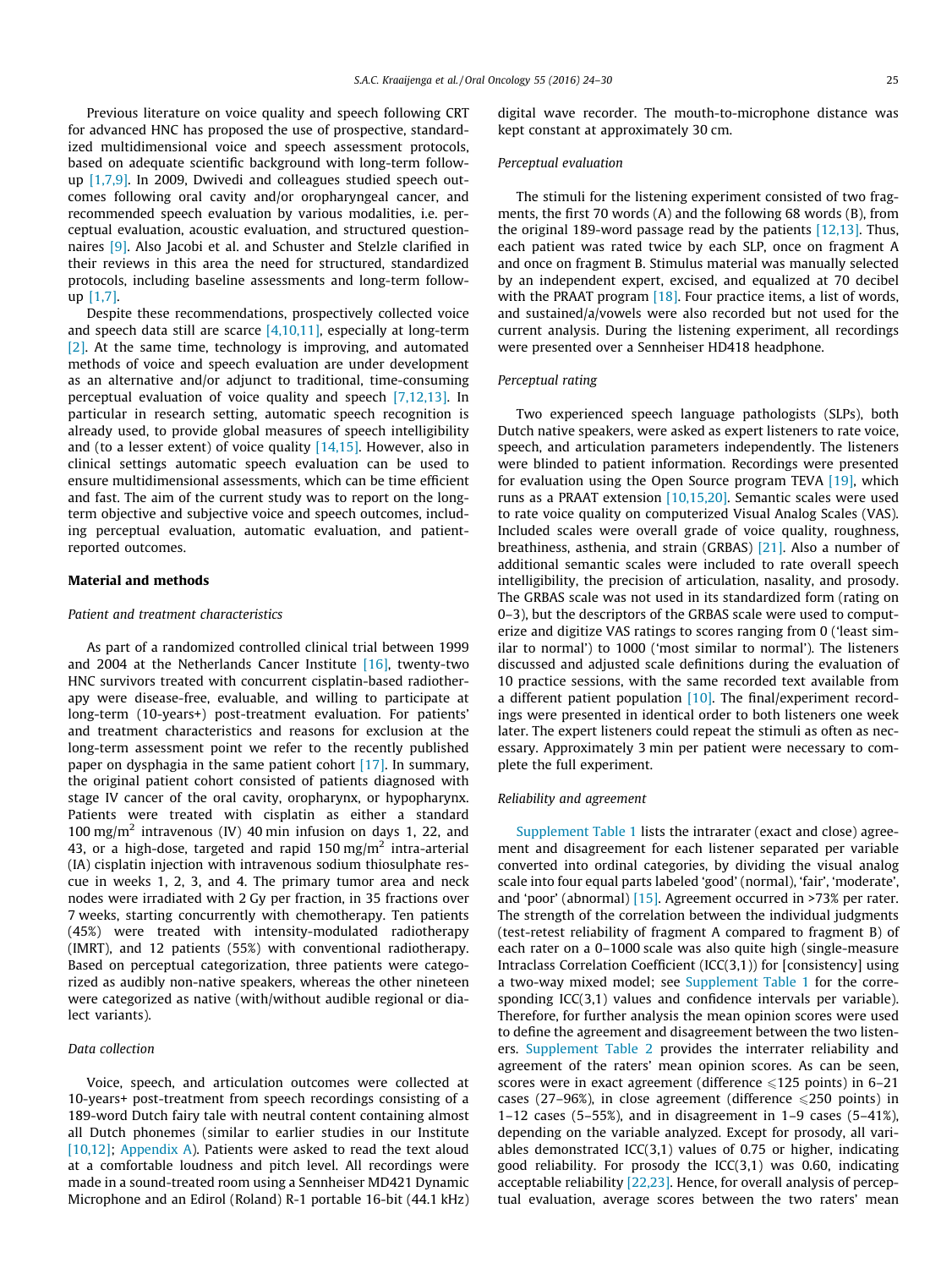Previous literature on voice quality and speech following CRT for advanced HNC has proposed the use of prospective, standardized multidimensional voice and speech assessment protocols, based on adequate scientific background with long-term follow-up [1,7,9]. In 2009, Dwivedi and colleagues studied speech outcomes following oral cavity and/or oropharyngeal cancer, and recommended speech evaluation by various modalities, i.e. perceptual evaluation, acoustic evaluation, and structured questionnaires [9]. Also Jacobi et al. and Schuster and Stelzle clarified in their reviews in this area the need for structured, standardized protocols, including baseline assessments and long-term follow-up [1,7].

Despite these recommendations, prospectively collected voice and speech data still are scarce [4,10,11], especially at long-term [2]. At the same time, technology is improving, and automated methods of voice and speech evaluation are under development as an alternative and/or adjunct to traditional, time-consuming perceptual evaluation of voice quality and speech [7,12,13]. In particular in research setting, automatic speech recognition is already used, to provide global measures of speech intelligibility and (to a lesser extent) of voice quality [14,15]. However, also in clinical settings automatic speech evaluation can be used to ensure multidimensional assessments, which can be time efficient and fast. The aim of the current study was to report on the long-term objective and subjective voice and speech outcomes, including perceptual evaluation, automatic evaluation, and patient-reported outcomes.

## Material and methods

### Patient and treatment characteristics

As part of a randomized controlled clinical trial between 1999 and 2004 at the Netherlands Cancer Institute [16], twenty-two HNC survivors treated with concurrent cisplatin-based radiotherapy were disease-free, evaluable, and willing to participate at long-term (10-years+) post-treatment evaluation. For patients' and treatment characteristics and reasons for exclusion at the long-term assessment point we refer to the recently published paper on dysphagia in the same patient cohort [17]. In summary, the original patient cohort consisted of patients diagnosed with stage IV cancer of the oral cavity, oropharynx, or hypopharynx. Patients were treated with cisplatin as either a standard 100 mg/m$^2$ intravenous (IV) 40 min infusion on days 1, 22, and 43, or a high-dose, targeted and rapid 150 mg/m$^2$ intra-arterial (IA) cisplatin injection with intravenous sodium thiosulphate rescue in weeks 1, 2, 3, and 4. The primary tumor area and neck nodes were irradiated with 2 Gy per fraction, in 35 fractions over 7 weeks, starting concurrently with chemotherapy. Ten patients (45%) were treated with intensity-modulated radiotherapy (IMRT), and 12 patients (55%) with conventional radiotherapy. Based on perceptual categorization, three patients were categorized as audibly non-native speakers, whereas the other nineteen were categorized as native (with/without audible regional or dialect variants).

### Data collection

Voice, speech, and articulation outcomes were collected at 10-years+ post-treatment from speech recordings consisting of a 189-word Dutch fairy tale with neutral content containing almost all Dutch phonemes (similar to earlier studies in our Institute [10,12]; Appendix A). Patients were asked to read the text aloud at a comfortable loudness and pitch level. All recordings were made in a sound-treated room using a Sennheiser MD421 Dynamic Microphone and an Edirol (Roland) R-1 portable 16-bit (44.1 kHz) digital wave recorder. The mouth-to-microphone distance was kept constant at approximately 30 cm.

### Perceptual evaluation

The stimuli for the listening experiment consisted of two fragments, the first 70 words (A) and the following 68 words (B), from the original 189-word passage read by the patients [12,13]. Thus, each patient was rated twice by each SLP, once on fragment A and once on fragment B. Stimulus material was manually selected by an independent expert, excised, and equalized at 70 decibel with the PRAAT program [18]. Four practice items, a list of words, and sustained/a/vowels were also recorded but not used for the current analysis. During the listening experiment, all recordings were presented over a Sennheiser HD418 headphone.

### Perceptual rating

Two experienced speech language pathologists (SLPs), both Dutch native speakers, were asked as expert listeners to rate voice, speech, and articulation parameters independently. The listeners were blinded to patient information. Recordings were presented for evaluation using the Open Source program TEVA [19], which runs as a PRAAT extension [10,15,20]. Semantic scales were used to rate voice quality on computerized Visual Analog Scales (VAS). Included scales were overall grade of voice quality, roughness, breathiness, asthenia, and strain (GRBAS) [21]. Also a number of additional semantic scales were included to rate overall speech intelligibility, the precision of articulation, nasality, and prosody. The GRBAS scale was not used in its standardized form (rating on 0–3), but the descriptors of the GRBAS scale were used to computerize and digitize VAS ratings to scores ranging from 0 ('least similar to normal') to 1000 ('most similar to normal'). The listeners discussed and adjusted scale definitions during the evaluation of 10 practice sessions, with the same recorded text available from a different patient population [10]. The final/experiment recordings were presented in identical order to both listeners one week later. The expert listeners could repeat the stimuli as often as necessary. Approximately 3 min per patient were necessary to complete the full experiment.

### Reliability and agreement

Supplement Table 1 lists the intrarater (exact and close) agreement and disagreement for each listener separated per variable converted into ordinal categories, by dividing the visual analog scale into four equal parts labeled 'good' (normal), 'fair', 'moderate', and 'poor' (abnormal) [15]. Agreement occurred in >73% per rater. The strength of the correlation between the individual judgments (test-retest reliability of fragment A compared to fragment B) of each rater on a 0–1000 scale was also quite high (single-measure Intraclass Correlation Coefficient (ICC(3,1)) for [consistency] using a two-way mixed model; see Supplement Table 1 for the corresponding ICC(3,1) values and confidence intervals per variable). Therefore, for further analysis the mean opinion scores were used to define the agreement and disagreement between the two listeners. Supplement Table 2 provides the interrater reliability and agreement of the raters' mean opinion scores. As can be seen, scores were in exact agreement (difference ⩽125 points) in 6–21 cases (27–96%), in close agreement (difference ⩽250 points) in 1–12 cases (5–55%), and in disagreement in 1–9 cases (5–41%), depending on the variable analyzed. Except for prosody, all variables demonstrated ICC(3,1) values of 0.75 or higher, indicating good reliability. For prosody the ICC(3,1) was 0.60, indicating acceptable reliability [22,23]. Hence, for overall analysis of perceptual evaluation, average scores between the two raters' mean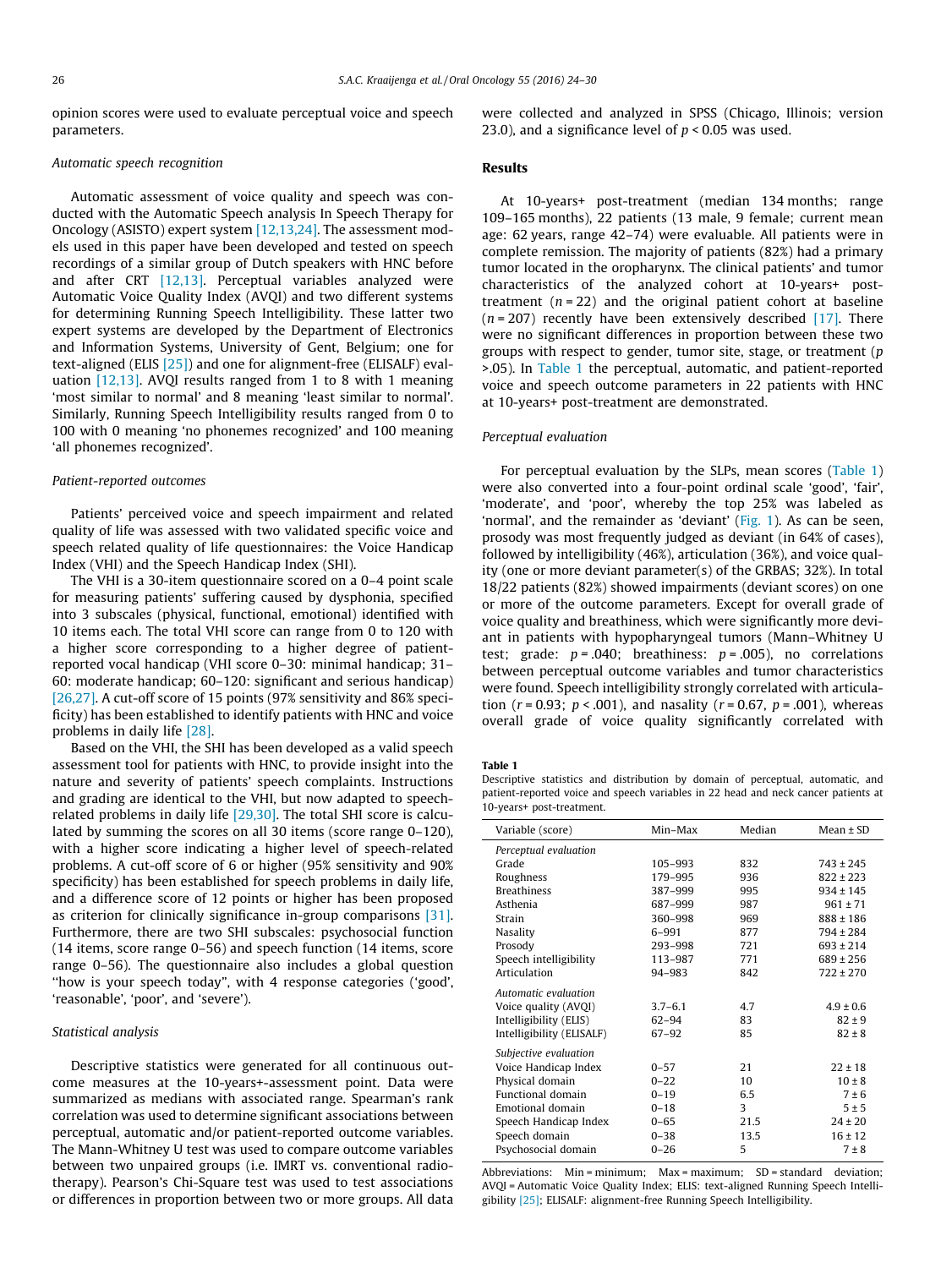opinion scores were used to evaluate perceptual voice and speech parameters.

*Automatic speech recognition*

Automatic assessment of voice quality and speech was conducted with the Automatic Speech analysis In Speech Therapy for Oncology (ASISTO) expert system [12,13,24]. The assessment models used in this paper have been developed and tested on speech recordings of a similar group of Dutch speakers with HNC before and after CRT [12,13]. Perceptual variables analyzed were Automatic Voice Quality Index (AVQI) and two different systems for determining Running Speech Intelligibility. These latter two expert systems are developed by the Department of Electronics and Information Systems, University of Gent, Belgium; one for text-aligned (ELIS [25]) and one for alignment-free (ELISALF) evaluation [12,13]. AVQI results ranged from 1 to 8 with 1 meaning 'most similar to normal' and 8 meaning 'least similar to normal'. Similarly, Running Speech Intelligibility results ranged from 0 to 100 with 0 meaning 'no phonemes recognized' and 100 meaning 'all phonemes recognized'.

*Patient-reported outcomes*

Patients' perceived voice and speech impairment and related quality of life was assessed with two validated specific voice and speech related quality of life questionnaires: the Voice Handicap Index (VHI) and the Speech Handicap Index (SHI).

The VHI is a 30-item questionnaire scored on a 0–4 point scale for measuring patients' suffering caused by dysphonia, specified into 3 subscales (physical, functional, emotional) identified with 10 items each. The total VHI score can range from 0 to 120 with a higher score corresponding to a higher degree of patient-reported vocal handicap (VHI score 0–30: minimal handicap; 31–60: moderate handicap; 60–120: significant and serious handicap) [26,27]. A cut-off score of 15 points (97% sensitivity and 86% specificity) has been established to identify patients with HNC and voice problems in daily life [28].

Based on the VHI, the SHI has been developed as a valid speech assessment tool for patients with HNC, to provide insight into the nature and severity of patients' speech complaints. Instructions and grading are identical to the VHI, but now adapted to speech-related problems in daily life [29,30]. The total SHI score is calculated by summing the scores on all 30 items (score range 0–120), with a higher score indicating a higher level of speech-related problems. A cut-off score of 6 or higher (95% sensitivity and 90% specificity) has been established for speech problems in daily life, and a difference score of 12 points or higher has been proposed as criterion for clinically significance in-group comparisons [31]. Furthermore, there are two SHI subscales: psychosocial function (14 items, score range 0–56) and speech function (14 items, score range 0–56). The questionnaire also includes a global question "how is your speech today", with 4 response categories ('good', 'reasonable', 'poor', and 'severe').

*Statistical analysis*

Descriptive statistics were generated for all continuous outcome measures at the 10-years+-assessment point. Data were summarized as medians with associated range. Spearman's rank correlation was used to determine significant associations between perceptual, automatic and/or patient-reported outcome variables. The Mann-Whitney U test was used to compare outcome variables between two unpaired groups (i.e. IMRT vs. conventional radiotherapy). Pearson's Chi-Square test was used to test associations or differences in proportion between two or more groups. All data were collected and analyzed in SPSS (Chicago, Illinois; version 23.0), and a significance level of $p < 0.05$ was used.

## Results

At 10-years+ post-treatment (median 134 months; range 109–165 months), 22 patients (13 male, 9 female; current mean age: 62 years, range 42–74) were evaluable. All patients were in complete remission. The majority of patients (82%) had a primary tumor located in the oropharynx. The clinical patients' and tumor characteristics of the analyzed cohort at 10-years+ post-treatment ($n = 22$) and the original patient cohort at baseline ($n = 207$) recently have been extensively described [17]. There were no significant differences in proportion between these two groups with respect to gender, tumor site, stage, or treatment ($p$ >.05). In Table 1 the perceptual, automatic, and patient-reported voice and speech outcome parameters in 22 patients with HNC at 10-years+ post-treatment are demonstrated.

*Perceptual evaluation*

For perceptual evaluation by the SLPs, mean scores (Table 1) were also converted into a four-point ordinal scale 'good', 'fair', 'moderate', and 'poor', whereby the top 25% was labeled as 'normal', and the remainder as 'deviant' (Fig. 1). As can be seen, prosody was most frequently judged as deviant (in 64% of cases), followed by intelligibility (46%), articulation (36%), and voice quality (one or more deviant parameter(s) of the GRBAS; 32%). In total 18/22 patients (82%) showed impairments (deviant scores) on one or more of the outcome parameters. Except for overall grade of voice quality and breathiness, which were significantly more deviant in patients with hypopharyngeal tumors (Mann–Whitney U test; grade: $p = .040$; breathiness: $p = .005$), no correlations between perceptual outcome variables and tumor characteristics were found. Speech intelligibility strongly correlated with articulation ($r = 0.93$; $p < .001$), and nasality ($r = 0.67$, $p = .001$), whereas overall grade of voice quality significantly correlated with

**Table 1**
Descriptive statistics and distribution by domain of perceptual, automatic, and patient-reported voice and speech variables in 22 head and neck cancer patients at 10-years+ post-treatment.

| Variable (score) | Min–Max | Median | Mean ± SD |
|---|---|---|---|
| *Perceptual evaluation* | | | |
| Grade | 105–993 | 832 | 743 ± 245 |
| Roughness | 179–995 | 936 | 822 ± 223 |
| Breathiness | 387–999 | 995 | 934 ± 145 |
| Asthenia | 687–999 | 987 | 961 ± 71 |
| Strain | 360–998 | 969 | 888 ± 186 |
| Nasality | 6–991 | 877 | 794 ± 284 |
| Prosody | 293–998 | 721 | 693 ± 214 |
| Speech intelligibility | 113–987 | 771 | 689 ± 256 |
| Articulation | 94–983 | 842 | 722 ± 270 |
| *Automatic evaluation* | | | |
| Voice quality (AVQI) | 3.7–6.1 | 4.7 | 4.9 ± 0.6 |
| Intelligibility (ELIS) | 62–94 | 83 | 82 ± 9 |
| Intelligibility (ELISALF) | 67–92 | 85 | 82 ± 8 |
| *Subjective evaluation* | | | |
| Voice Handicap Index | 0–57 | 21 | 22 ± 18 |
| Physical domain | 0–22 | 10 | 10 ± 8 |
| Functional domain | 0–19 | 6.5 | 7 ± 6 |
| Emotional domain | 0–18 | 3 | 5 ± 5 |
| Speech Handicap Index | 0–65 | 21.5 | 24 ± 20 |
| Speech domain | 0–38 | 13.5 | 16 ± 12 |
| Psychosocial domain | 0–26 | 5 | 7 ± 8 |

Abbreviations: Min = minimum; Max = maximum; SD = standard deviation; AVQI = Automatic Voice Quality Index; ELIS: text-aligned Running Speech Intelligibility [25]; ELISALF: alignment-free Running Speech Intelligibility.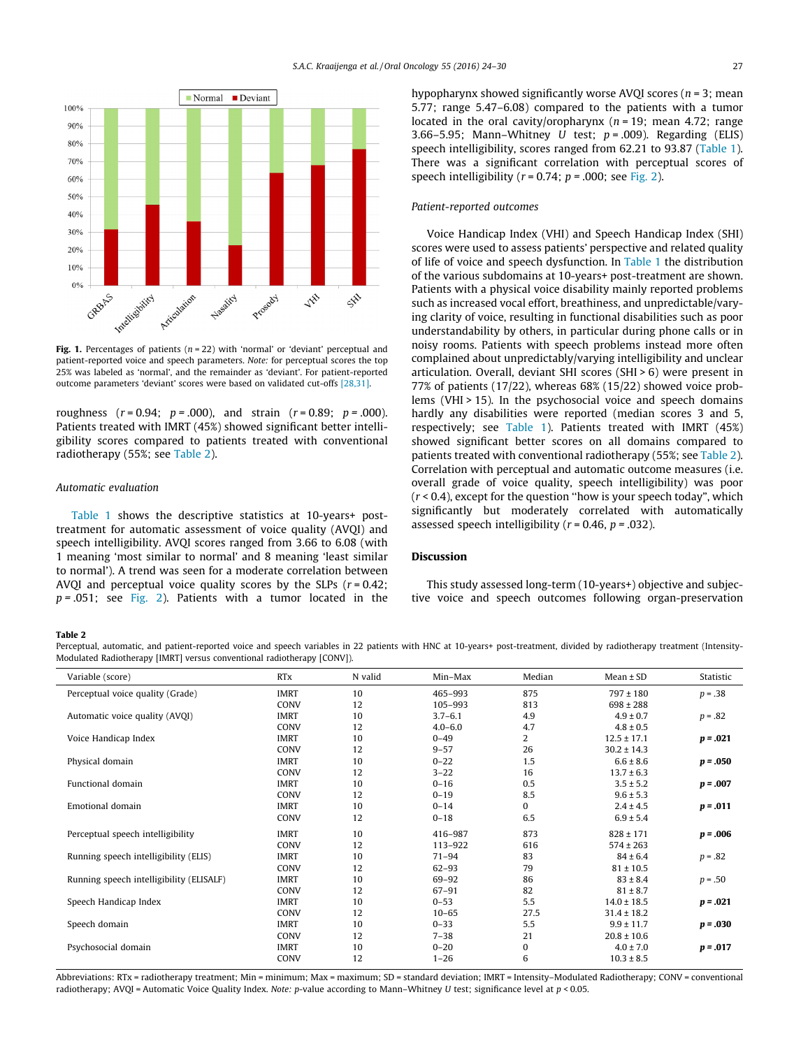Fig. 1. Percentages of patients ($n = 22$) with 'normal' or 'deviant' perceptual and patient-reported voice and speech parameters. *Note:* for perceptual scores the top 25% was labeled as 'normal', and the remainder as 'deviant'. For patient-reported outcome parameters 'deviant' scores were based on validated cut-offs [28,31].

roughness ($r = 0.94$; $p = .000$), and strain ($r = 0.89$; $p = .000$). Patients treated with IMRT (45%) showed significant better intelligibility scores compared to patients treated with conventional radiotherapy (55%; see Table 2).

### Automatic evaluation

Table 1 shows the descriptive statistics at 10-years+ post-treatment for automatic assessment of voice quality (AVQI) and speech intelligibility. AVQI scores ranged from 3.66 to 6.08 (with 1 meaning 'most similar to normal' and 8 meaning 'least similar to normal'). A trend was seen for a moderate correlation between AVQI and perceptual voice quality scores by the SLPs ($r = 0.42$; $p = .051$; see Fig. 2). Patients with a tumor located in the hypopharynx showed significantly worse AVQI scores ($n = 3$; mean 5.77; range 5.47–6.08) compared to the patients with a tumor located in the oral cavity/oropharynx ($n = 19$; mean 4.72; range 3.66–5.95; Mann–Whitney $U$ test; $p = .009$). Regarding (ELIS) speech intelligibility, scores ranged from 62.21 to 93.87 (Table 1). There was a significant correlation with perceptual scores of speech intelligibility ($r = 0.74$; $p = .000$; see Fig. 2).

### Patient-reported outcomes

Voice Handicap Index (VHI) and Speech Handicap Index (SHI) scores were used to assess patients' perspective and related quality of life of voice and speech dysfunction. In Table 1 the distribution of the various subdomains at 10-years+ post-treatment are shown. Patients with a physical voice disability mainly reported problems such as increased vocal effort, breathiness, and unpredictable/varying clarity of voice, resulting in functional disabilities such as poor understandability by others, in particular during phone calls or in noisy rooms. Patients with speech problems instead more often complained about unpredictably/varying intelligibility and unclear articulation. Overall, deviant SHI scores (SHI > 6) were present in 77% of patients (17/22), whereas 68% (15/22) showed voice problems (VHI > 15). In the psychosocial voice and speech domains hardly any disabilities were reported (median scores 3 and 5, respectively; see Table 1). Patients treated with IMRT (45%) showed significant better scores on all domains compared to patients treated with conventional radiotherapy (55%; see Table 2). Correlation with perceptual and automatic outcome measures (i.e. overall grade of voice quality, speech intelligibility) was poor ($r < 0.4$), except for the question "how is your speech today", which significantly but moderately correlated with automatically assessed speech intelligibility ($r = 0.46$, $p = .032$).

## Discussion

This study assessed long-term (10-years+) objective and subjective voice and speech outcomes following organ-preservation

**Table 2**
Perceptual, automatic, and patient-reported voice and speech variables in 22 patients with HNC at 10-years+ post-treatment, divided by radiotherapy treatment (Intensity-Modulated Radiotherapy [IMRT] versus conventional radiotherapy [CONV]).

| Variable (score) | RTx | N valid | Min–Max | Median | Mean ± SD | Statistic |
|---|---|---|---|---|---|---|
| Perceptual voice quality (Grade) | IMRT | 10 | 465–993 | 875 | 797 ± 180 | $p = .38$ |
| | CONV | 12 | 105–993 | 813 | 698 ± 288 | |
| Automatic voice quality (AVQI) | IMRT | 10 | 3.7–6.1 | 4.9 | 4.9 ± 0.7 | $p = .82$ |
| | CONV | 12 | 4.0–6.0 | 4.7 | 4.8 ± 0.5 | |
| Voice Handicap Index | IMRT | 10 | 0–49 | 2 | 12.5 ± 17.1 | **$p = .021$** |
| | CONV | 12 | 9–57 | 26 | 30.2 ± 14.3 | |
| Physical domain | IMRT | 10 | 0–22 | 1.5 | 6.6 ± 8.6 | **$p = .050$** |
| | CONV | 12 | 3–22 | 16 | 13.7 ± 6.3 | |
| Functional domain | IMRT | 10 | 0–16 | 0.5 | 3.5 ± 5.2 | **$p = .007$** |
| | CONV | 12 | 0–19 | 8.5 | 9.6 ± 5.3 | |
| Emotional domain | IMRT | 10 | 0–14 | 0 | 2.4 ± 4.5 | **$p = .011$** |
| | CONV | 12 | 0–18 | 6.5 | 6.9 ± 5.4 | |
| Perceptual speech intelligibility | IMRT | 10 | 416–987 | 873 | 828 ± 171 | **$p = .006$** |
| | CONV | 12 | 113–922 | 616 | 574 ± 263 | |
| Running speech intelligibility (ELIS) | IMRT | 10 | 71–94 | 83 | 84 ± 6.4 | $p = .82$ |
| | CONV | 12 | 62–93 | 79 | 81 ± 10.5 | |
| Running speech intelligibility (ELISALF) | IMRT | 10 | 69–92 | 86 | 83 ± 8.4 | $p = .50$ |
| | CONV | 12 | 67–91 | 82 | 81 ± 8.7 | |
| Speech Handicap Index | IMRT | 10 | 0–53 | 5.5 | 14.0 ± 18.5 | **$p = .021$** |
| | CONV | 12 | 10–65 | 27.5 | 31.4 ± 18.2 | |
| Speech domain | IMRT | 10 | 0–33 | 5.5 | 9.9 ± 11.7 | **$p = .030$** |
| | CONV | 12 | 7–38 | 21 | 20.8 ± 10.6 | |
| Psychosocial domain | IMRT | 10 | 0–20 | 0 | 4.0 ± 7.0 | **$p = .017$** |
| | CONV | 12 | 1–26 | 6 | 10.3 ± 8.5 | |

Abbreviations: RTx = radiotherapy treatment; Min = minimum; Max = maximum; SD = standard deviation; IMRT = Intensity–Modulated Radiotherapy; CONV = conventional radiotherapy; AVQI = Automatic Voice Quality Index. *Note:* $p$-value according to Mann–Whitney $U$ test; significance level at $p < 0.05$.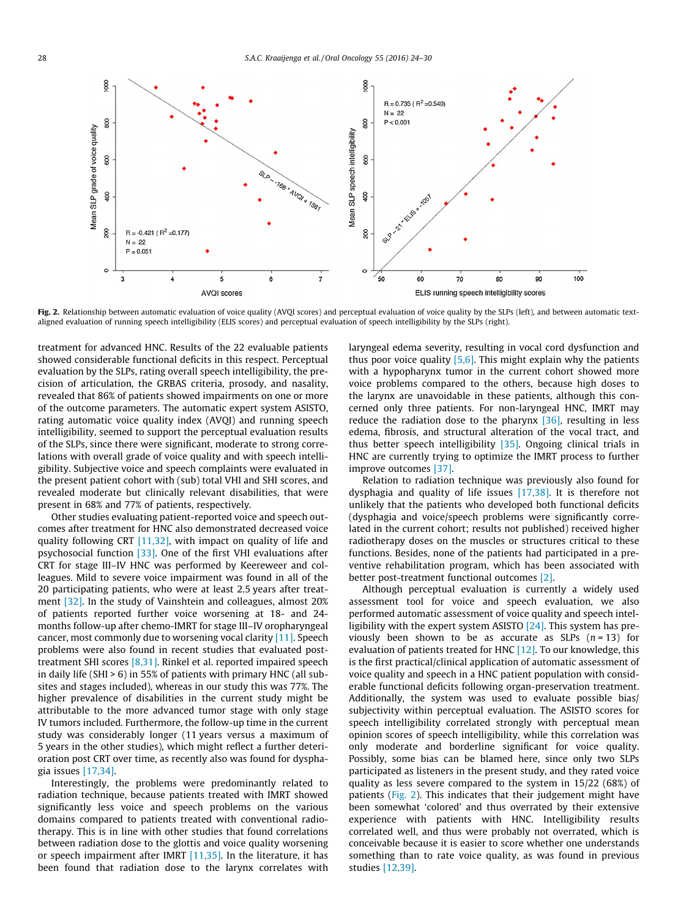Fig. 2. Relationship between automatic evaluation of voice quality (AVQI scores) and perceptual evaluation of voice quality by the SLPs (left), and between automatic text-aligned evaluation of running speech intelligibility (ELIS scores) and perceptual evaluation of speech intelligibility by the SLPs (right).

treatment for advanced HNC. Results of the 22 evaluable patients showed considerable functional deficits in this respect. Perceptual evaluation by the SLPs, rating overall speech intelligibility, the precision of articulation, the GRBAS criteria, prosody, and nasality, revealed that 86% of patients showed impairments on one or more of the outcome parameters. The automatic expert system ASISTO, rating automatic voice quality index (AVQI) and running speech intelligibility, seemed to support the perceptual evaluation results of the SLPs, since there were significant, moderate to strong correlations with overall grade of voice quality and with speech intelligibility. Subjective voice and speech complaints were evaluated in the present patient cohort with (sub) total VHI and SHI scores, and revealed moderate but clinically relevant disabilities, that were present in 68% and 77% of patients, respectively.

Other studies evaluating patient-reported voice and speech outcomes after treatment for HNC also demonstrated decreased voice quality following CRT [11,32], with impact on quality of life and psychosocial function [33]. One of the first VHI evaluations after CRT for stage III–IV HNC was performed by Keereweer and colleagues. Mild to severe voice impairment was found in all of the 20 participating patients, who were at least 2.5 years after treatment [32]. In the study of Vainshtein and colleagues, almost 20% of patients reported further voice worsening at 18- and 24-months follow-up after chemo-IMRT for stage III–IV oropharyngeal cancer, most commonly due to worsening vocal clarity [11]. Speech problems were also found in recent studies that evaluated post-treatment SHI scores [8,31]. Rinkel et al. reported impaired speech in daily life (SHI > 6) in 55% of patients with primary HNC (all subsites and stages included), whereas in our study this was 77%. The higher prevalence of disabilities in the current study might be attributable to the more advanced tumor stage with only stage IV tumors included. Furthermore, the follow-up time in the current study was considerably longer (11 years versus a maximum of 5 years in the other studies), which might reflect a further deterioration post CRT over time, as recently also was found for dysphagia issues [17,34].

Interestingly, the problems were predominantly related to radiation technique, because patients treated with IMRT showed significantly less voice and speech problems on the various domains compared to patients treated with conventional radiotherapy. This is in line with other studies that found correlations between radiation dose to the glottis and voice quality worsening or speech impairment after IMRT [11,35]. In the literature, it has been found that radiation dose to the larynx correlates with laryngeal edema severity, resulting in vocal cord dysfunction and thus poor voice quality [5,6]. This might explain why the patients with a hypopharynx tumor in the current cohort showed more voice problems compared to the others, because high doses to the larynx are unavoidable in these patients, although this concerned only three patients. For non-laryngeal HNC, IMRT may reduce the radiation dose to the pharynx [36], resulting in less edema, fibrosis, and structural alteration of the vocal tract, and thus better speech intelligibility [35]. Ongoing clinical trials in HNC are currently trying to optimize the IMRT process to further improve outcomes [37].

Relation to radiation technique was previously also found for dysphagia and quality of life issues [17,38]. It is therefore not unlikely that the patients who developed both functional deficits (dysphagia and voice/speech problems were significantly correlated in the current cohort; results not published) received higher radiotherapy doses on the muscles or structures critical to these functions. Besides, none of the patients had participated in a preventive rehabilitation program, which has been associated with better post-treatment functional outcomes [2].

Although perceptual evaluation is currently a widely used assessment tool for voice and speech evaluation, we also performed automatic assessment of voice quality and speech intelligibility with the expert system ASISTO [24]. This system has previously been shown to be as accurate as SLPs ($n = 13$) for evaluation of patients treated for HNC [12]. To our knowledge, this is the first practical/clinical application of automatic assessment of voice quality and speech in a HNC patient population with considerable functional deficits following organ-preservation treatment. Additionally, the system was used to evaluate possible bias/subjectivity within perceptual evaluation. The ASISTO scores for speech intelligibility correlated strongly with perceptual mean opinion scores of speech intelligibility, while this correlation was only moderate and borderline significant for voice quality. Possibly, some bias can be blamed here, since only two SLPs participated as listeners in the present study, and they rated voice quality as less severe compared to the system in 15/22 (68%) of patients (Fig. 2). This indicates that their judgement might have been somewhat 'colored' and thus overrated by their extensive experience with patients with HNC. Intelligibility results correlated well, and thus were probably not overrated, which is conceivable because it is easier to score when one understands something than to rate voice quality, as was found in previous studies [12,39].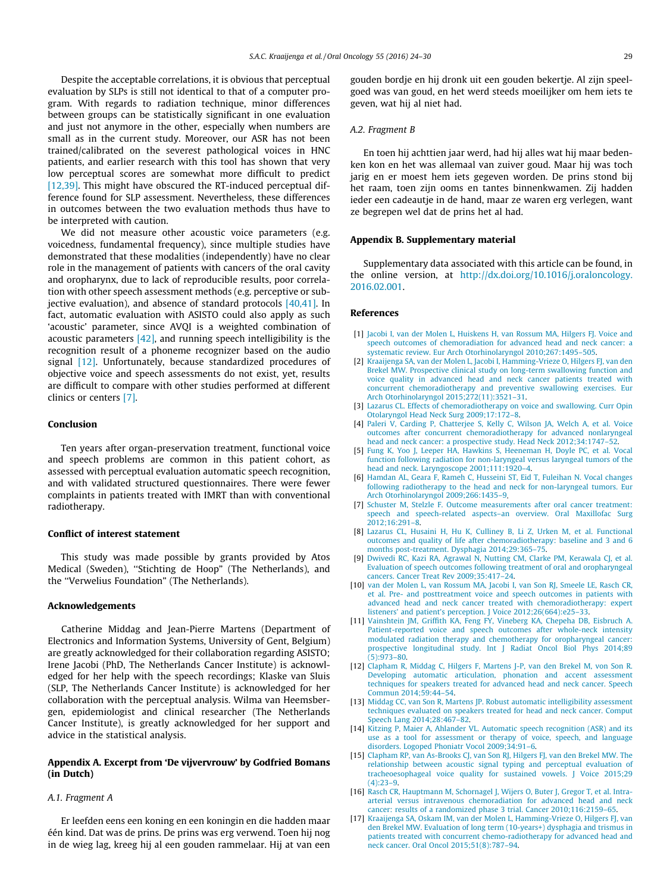Despite the acceptable correlations, it is obvious that perceptual evaluation by SLPs is still not identical to that of a computer program. With regards to radiation technique, minor differences between groups can be statistically significant in one evaluation and just not anymore in the other, especially when numbers are small as in the current study. Moreover, our ASR has not been trained/calibrated on the severest pathological voices in HNC patients, and earlier research with this tool has shown that very low perceptual scores are somewhat more difficult to predict [12,39]. This might have obscured the RT-induced perceptual difference found for SLP assessment. Nevertheless, these differences in outcomes between the two evaluation methods thus have to be interpreted with caution.

We did not measure other acoustic voice parameters (e.g. voicedness, fundamental frequency), since multiple studies have demonstrated that these modalities (independently) have no clear role in the management of patients with cancers of the oral cavity and oropharynx, due to lack of reproducible results, poor correlation with other speech assessment methods (e.g. perceptive or subjective evaluation), and absence of standard protocols [40,41]. In fact, automatic evaluation with ASISTO could also apply as such 'acoustic' parameter, since AVQI is a weighted combination of acoustic parameters [42], and running speech intelligibility is the recognition result of a phoneme recognizer based on the audio signal [12]. Unfortunately, because standardized procedures of objective voice and speech assessments do not exist, yet, results are difficult to compare with other studies performed at different clinics or centers [7].

## Conclusion

Ten years after organ-preservation treatment, functional voice and speech problems are common in this patient cohort, as assessed with perceptual evaluation automatic speech recognition, and with validated structured questionnaires. There were fewer complaints in patients treated with IMRT than with conventional radiotherapy.

## Conflict of interest statement

This study was made possible by grants provided by Atos Medical (Sweden), "Stichting de Hoop" (The Netherlands), and the "Verwelius Foundation" (The Netherlands).

## Acknowledgements

Catherine Middag and Jean-Pierre Martens (Department of Electronics and Information Systems, University of Gent, Belgium) are greatly acknowledged for their collaboration regarding ASISTO; Irene Jacobi (PhD, The Netherlands Cancer Institute) is acknowledged for her help with the speech recordings; Klaske van Sluis (SLP, The Netherlands Cancer Institute) is acknowledged for her collaboration with the perceptual analysis. Wilma van Heemsbergen, epidemiologist and clinical researcher (The Netherlands Cancer Institute), is greatly acknowledged for her support and advice in the statistical analysis.

## Appendix A. Excerpt from 'De vijvervrouw' by Godfried Bomans (in Dutch)

### *A.1. Fragment A*

Er leefden eens een koning en een koningin en die hadden maar één kind. Dat was de prins. De prins was erg verwend. Toen hij nog in de wieg lag, kreeg hij al een gouden rammelaar. Hij at van een gouden bordje en hij dronk uit een gouden bekertje. Al zijn speelgoed was van goud, en het werd steeds moeilijker om hem iets te geven, wat hij al niet had.

### *A.2. Fragment B*

En toen hij achttien jaar werd, had hij alles wat hij maar bedenken kon en het was allemaal van zuiver goud. Maar hij was toch jarig en er moest hem iets gegeven worden. De prins stond bij het raam, toen zijn ooms en tantes binnenkwamen. Zij hadden ieder een cadeautje in de hand, maar ze waren erg verlegen, want ze begrepen wel dat de prins het al had.

## Appendix B. Supplementary material

Supplementary data associated with this article can be found, in the online version, at http://dx.doi.org/10.1016/j.oraloncology.2016.02.001.

## References

[1] Jacobi I, van der Molen L, Huiskens H, van Rossum MA, Hilgers FJ. Voice and speech outcomes of chemoradiation for advanced head and neck cancer: a systematic review. Eur Arch Otorhinolaryngol 2010;267:1495–505.

[2] Kraaijenga SA, van der Molen L, Jacobi I, Hamming-Vrieze O, Hilgers FJ, van den Brekel MW. Prospective clinical study on long-term swallowing function and voice quality in advanced head and neck cancer patients treated with concurrent chemoradiotherapy and preventive swallowing exercises. Eur Arch Otorhinolaryngol 2015;272(11):3521–31.

[3] Lazarus CL. Effects of chemoradiotherapy on voice and swallowing. Curr Opin Otolaryngol Head Neck Surg 2009;17:172–8.

[4] Paleri V, Carding P, Chatterjee S, Kelly C, Wilson JA, Welch A, et al. Voice outcomes after concurrent chemoradiotherapy for advanced nonlaryngeal head and neck cancer: a prospective study. Head Neck 2012;34:1747–52.

[5] Fung K, Yoo J, Leeper HA, Hawkins S, Heeneman H, Doyle PC, et al. Vocal function following radiation for non-laryngeal versus laryngeal tumors of the head and neck. Laryngoscope 2001;111:1920–4.

[6] Hamdan AL, Geara F, Rameh C, Husseini ST, Eid T, Fuleihan N. Vocal changes following radiotherapy to the head and neck for non-laryngeal tumors. Eur Arch Otorhinolaryngol 2009;266:1435–9.

[7] Schuster M, Stelzle F. Outcome measurements after oral cancer treatment: speech and speech-related aspects–an overview. Oral Maxillofac Surg 2012;16:291–8.

[8] Lazarus CL, Husaini H, Hu K, Culliney B, Li Z, Urken M, et al. Functional outcomes and quality of life after chemoradiotherapy: baseline and 3 and 6 months post-treatment. Dysphagia 2014;29:365–75.

[9] Dwivedi RC, Kazi RA, Agrawal N, Nutting CM, Clarke PM, Kerawala CJ, et al. Evaluation of speech outcomes following treatment of oral and oropharyngeal cancers. Cancer Treat Rev 2009;35:417–24.

[10] van der Molen L, van Rossum MA, Jacobi I, van Son RJ, Smeele LE, Rasch CR, et al. Pre- and posttreatment voice and speech outcomes in patients with advanced head and neck cancer treated with chemoradiotherapy: expert listeners' and patient's perception. J Voice 2012;26(664):e25–33.

[11] Vainshtein JM, Griffith KA, Feng FY, Vineberg KA, Chepeha DB, Eisbruch A. Patient-reported voice and speech outcomes after whole-neck intensity modulated radiation therapy and chemotherapy for oropharyngeal cancer: prospective longitudinal study. Int J Radiat Oncol Biol Phys 2014;89(5):973–80.

[12] Clapham R, Middag C, Hilgers F, Martens J-P, van den Brekel M, von Son R. Developing automatic articulation, phonation and accent assessment techniques for speakers treated for advanced head and neck cancer. Speech Commun 2014;59:44–54.

[13] Middag CC, van Son R, Martens JP. Robust automatic intelligibility assessment techniques evaluated on speakers treated for head and neck cancer. Comput Speech Lang 2014;28:467–82.

[14] Kitzing P, Maier A, Ahlander VL. Automatic speech recognition (ASR) and its use as a tool for assessment or therapy of voice, speech, and language disorders. Logoped Phoniatr Vocol 2009;34:91–6.

[15] Clapham RP, van As-Brooks CJ, van Son RJ, Hilgers FJ, van den Brekel MW. The relationship between acoustic signal typing and perceptual evaluation of tracheoesophageal voice quality for sustained vowels. J Voice 2015;29(4):23–9.

[16] Rasch CR, Hauptmann M, Schornagel J, Wijers O, Buter J, Gregor T, et al. Intra-arterial versus intravenous chemoradiation for advanced head and neck cancer: results of a randomized phase 3 trial. Cancer 2010;116:2159–65.

[17] Kraaijenga SA, Oskam IM, van der Molen L, Hamming-Vrieze O, Hilgers FJ, van den Brekel MW. Evaluation of long term (10-years+) dysphagia and trismus in patients treated with concurrent chemo-radiotherapy for advanced head and neck cancer. Oral Oncol 2015;51(8):787–94.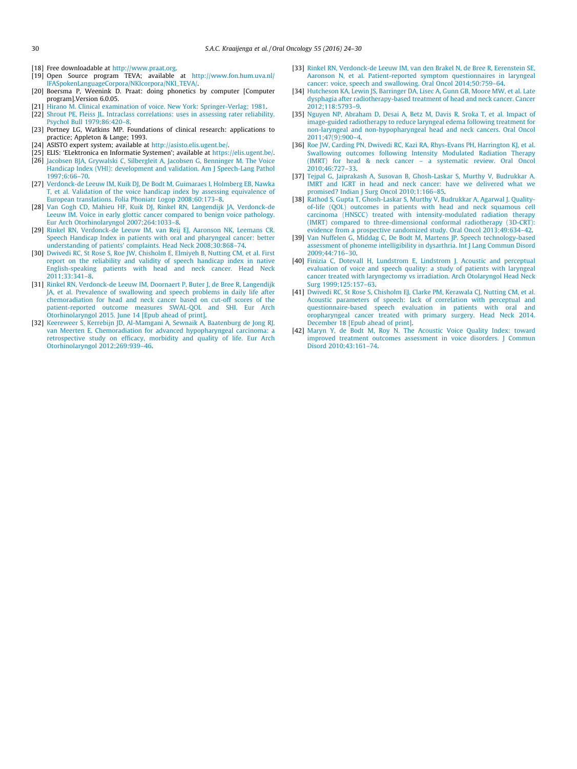[18] Free downloadable at http://www.praat.org.

[19] Open Source program TEVA; available at http://www.fon.hum.uva.nl/IFASpokenLanguageCorpora/NKIcorpora/NKI_TEVA/.

[20] Boersma P, Weenink D. Praat: doing phonetics by computer [Computer program].Version 6.0.05.

[21] Hirano M. Clinical examination of voice. New York: Springer-Verlag; 1981.

[22] Shrout PE, Fleiss JL. Intraclass correlations: uses in assessing rater reliability. Psychol Bull 1979;86:420–8.

[23] Portney LG, Watkins MP. Foundations of clinical research: applications to practice; Appleton & Lange; 1993.

[24] ASISTO expert system; available at http://asisto.elis.ugent.be/.

[25] ELIS: 'ELektronica en Informatie Systemen'; available at https://elis.ugent.be/.

[26] Jacobsen BJA, Grywalski C, Silbergleit A, Jacobsen G, Benninger M. The Voice Handicap Index (VHI): development and validation. Am J Speech-Lang Pathol 1997;6:66–70.

[27] Verdonck-de Leeuw IM, Kuik DJ, De Bodt M, Guimaraes I, Holmberg EB, Nawka T, et al. Validation of the voice handicap index by assessing equivalence of European translations. Folia Phoniatr Logop 2008;60:173–8.

[28] Van Gogh CD, Mahieu HF, Kuik DJ, Rinkel RN, Langendijk JA, Verdonck-de Leeuw IM. Voice in early glottic cancer compared to benign voice pathology. Eur Arch Otorhinolaryngol 2007;264:1033–8.

[29] Rinkel RN, Verdonck-de Leeuw IM, van Reij EJ, Aaronson NK, Leemans CR. Speech Handicap Index in patients with oral and pharyngeal cancer: better understanding of patients' complaints. Head Neck 2008;30:868–74.

[30] Dwivedi RC, St Rose S, Roe JW, Chisholm E, Elmiyeh B, Nutting CM, et al. First report on the reliability and validity of speech handicap index in native English-speaking patients with head and neck cancer. Head Neck 2011;33:341–8.

[31] Rinkel RN, Verdonck-de Leeuw IM, Doornaert P, Buter J, de Bree R, Langendijk JA, et al. Prevalence of swallowing and speech problems in daily life after chemoradiation for head and neck cancer based on cut-off scores of the patient-reported outcome measures SWAL-QOL and SHI. Eur Arch Otorhinolaryngol 2015. June 14 [Epub ahead of print].

[32] Keereweer S, Kerrebijn JD, Al-Mamgani A, Sewnaik A, Baatenburg de Jong RJ, van Meerten E. Chemoradiation for advanced hypopharyngeal carcinoma: a retrospective study on efficacy, morbidity and quality of life. Eur Arch Otorhinolaryngol 2012;269:939–46.

[33] Rinkel RN, Verdonck-de Leeuw IM, van den Brakel N, de Bree R, Eerenstein SE, Aaronson N, et al. Patient-reported symptom questionnaires in laryngeal cancer: voice, speech and swallowing. Oral Oncol 2014;50:759–64.

[34] Hutcheson KA, Lewin JS, Barringer DA, Lisec A, Gunn GB, Moore MW, et al. Late dysphagia after radiotherapy-based treatment of head and neck cancer. Cancer 2012;118:5793–9.

[35] Nguyen NP, Abraham D, Desai A, Betz M, Davis R, Sroka T, et al. Impact of image-guided radiotherapy to reduce laryngeal edema following treatment for non-laryngeal and non-hypopharyngeal head and neck cancers. Oral Oncol 2011;47(9):900–4.

[36] Roe JW, Carding PN, Dwivedi RC, Kazi RA, Rhys-Evans PH, Harrington KJ, et al. Swallowing outcomes following Intensity Modulated Radiation Therapy (IMRT) for head & neck cancer – a systematic review. Oral Oncol 2010;46:727–33.

[37] Tejpal G, Jaiprakash A, Susovan B, Ghosh-Laskar S, Murthy V, Budrukkar A. IMRT and IGRT in head and neck cancer: have we delivered what we promised? Indian J Surg Oncol 2010;1:166–85.

[38] Rathod S, Gupta T, Ghosh-Laskar S, Murthy V, Budrukkar A, Agarwal J. Quality-of-life (QOL) outcomes in patients with head and neck squamous cell carcinoma (HNSCC) treated with intensity-modulated radiation therapy (IMRT) compared to three-dimensional conformal radiotherapy (3D-CRT): evidence from a prospective randomized study. Oral Oncol 2013;49:634–42.

[39] Van Nuffelen G, Middag C, De Bodt M, Martens JP. Speech technology-based assessment of phoneme intelligibility in dysarthria. Int J Lang Commun Disord 2009;44:716–30.

[40] Finizia C, Dotevall H, Lundstrom E, Lindstrom J. Acoustic and perceptual evaluation of voice and speech quality: a study of patients with laryngeal cancer treated with laryngectomy vs irradiation. Arch Otolaryngol Head Neck Surg 1999;125:157–63.

[41] Dwivedi RC, St Rose S, Chisholm EJ, Clarke PM, Kerawala CJ, Nutting CM, et al. Acoustic parameters of speech: lack of correlation with perceptual and questionnaire-based speech evaluation in patients with oral and oropharyngeal cancer treated with primary surgery. Head Neck 2014. December 18 [Epub ahead of print].

[42] Maryn Y, de Bodt M, Roy N. The Acoustic Voice Quality Index: toward improved treatment outcomes assessment in voice disorders. J Commun Disord 2010;43:161–74.